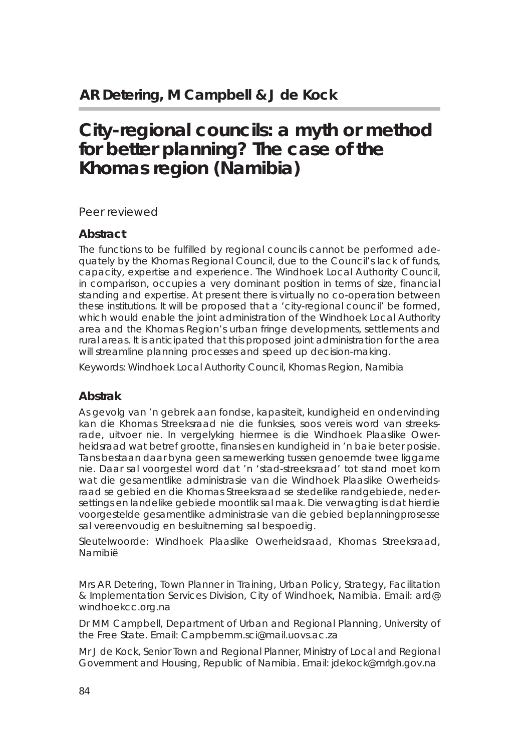**AR Detering, M Campbell & J de Kock**

# City-regional councils: a myth or method for better planning? The case of the Khomas region (Namibia)

Peer reviewed

## Abstract

The functions to be fulfilled by regional councils cannot be performed adequately by the Khomas Regional Council, due to the Council's lack of funds, capacity, expertise and experience. The Windhoek Local Authority Council, in comparison, occupies a very dominant position in terms of size, financial standing and expertise. At present there is virtually no co-operation between these institutions. It will be proposed that a 'city-regional council' be formed, which would enable the joint administration of the Windhoek Local Authority area and the Khomas Region's urban fringe developments, settlements and rural areas. It is anticipated that this proposed joint administration for the area will streamline planning processes and speed up decision-making.

Keywords: Windhoek Local Authority Council, Khomas Region, Namibia

## Abstrak

As gevolg van 'n gebrek aan fondse, kapasiteit, kundigheid en ondervinding kan die Khomas Streeksraad nie die funksies, soos vereis word van streeksrade, uitvoer nie. In vergelyking hiermee is die Windhoek Plaaslike Owerheidsraad wat betref grootte, finansies en kundigheid in 'n baie beter posisie. Tans bestaan daar byna geen samewerking tussen genoemde twee liggame nie. Daar sal voorgestel word dat 'n 'stad-streeksraad' tot stand moet kom wat die gesamentlike administrasie van die Windhoek Plaaslike Owerheidsraad se gebied en die Khomas Streeksraad se stedelike randgebiede, nedersettings en landelike gebiede moontlik sal maak. Die verwagting is dat hierdie voorgestelde gesamentlike administrasie van die gebied beplanningprosesse sal vereenvoudig en besluitneming sal bespoedig.

Sleutelwoorde: Windhoek Plaaslike Owerheidsraad, Khomas Streeksraad, Namibië

Mrs AR Detering, Town Planner in Training, Urban Policy, Strategy, Facilitation & Implementation Services Division, City of Windhoek, Namibia. Email: ard@windhoekcc.org.na

Dr MM Campbell, Department of Urban and Regional Planning, University of the Free State. Email: Campbemm.sci@mail.uovs.ac.za

Mr J de Kock, Senior Town and Regional Planner, Ministry of Local and Regional Government and Housing, Republic of Namibia. Email: jdekock@mrlgh.gov.na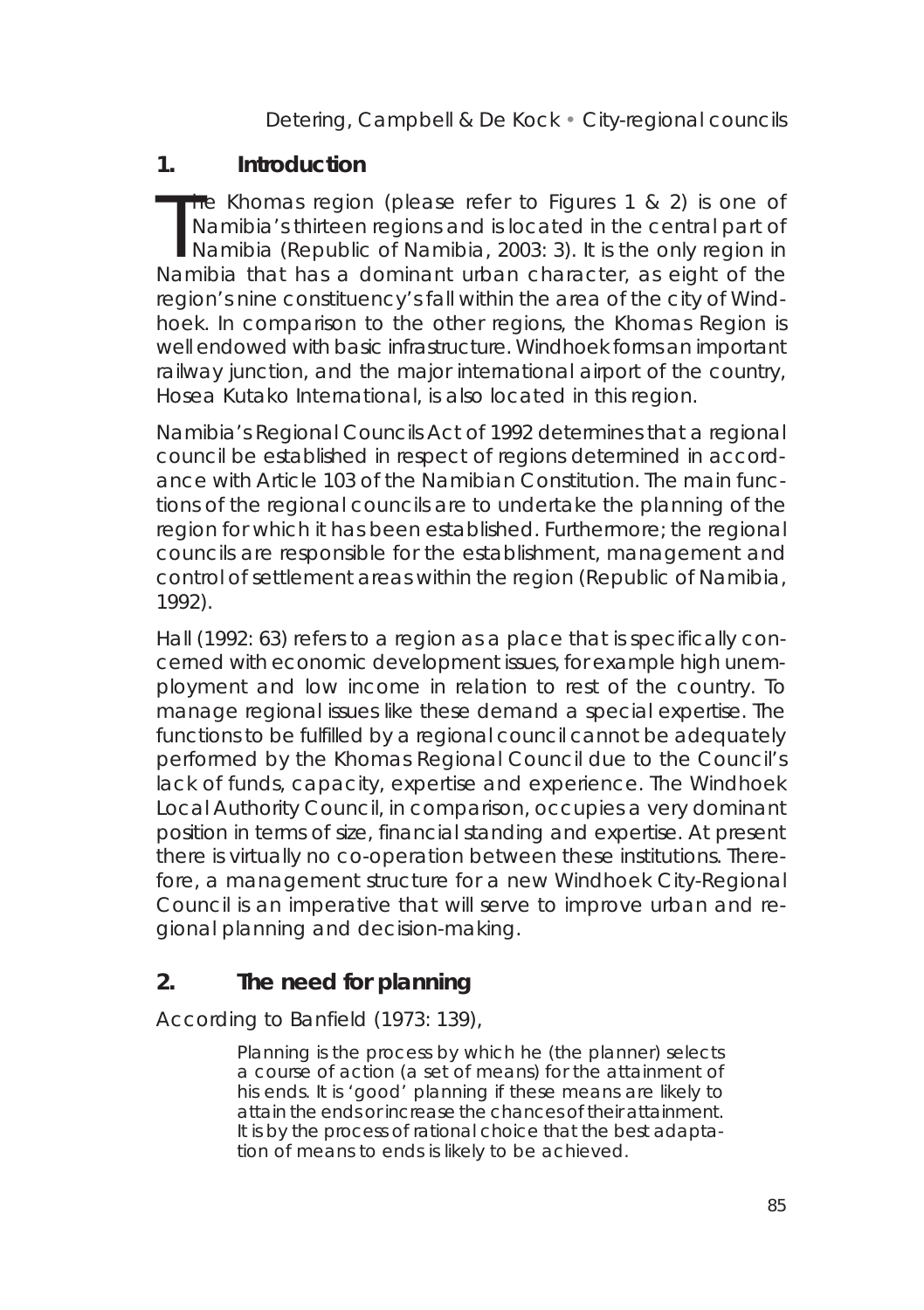## 1. Introduction

The Khomas region (please refer to Figures 1 & 2) is one of Namibia's thirteen regions and is located in the central part of Namibia (Republic of Namibia, 2003: 3). It is the only region in Namibia that has a dominant urban character, as eight of the region's nine constituency's fall within the area of the city of Windhoek. In comparison to the other regions, the Khomas Region is well endowed with basic infrastructure. Windhoek forms an important railway junction, and the major international airport of the country, Hosea Kutako International, is also located in this region.

Namibia's Regional Councils Act of 1992 determines that a regional council be established in respect of regions determined in accordance with Article 103 of the Namibian Constitution. The main functions of the regional councils are to undertake the planning of the region for which it has been established. Furthermore; the regional councils are responsible for the establishment, management and control of settlement areas within the region (Republic of Namibia, 1992).

Hall (1992: 63) refers to a region as a place that is specifically concerned with economic development issues, for example high unemployment and low income in relation to rest of the country. To manage regional issues like these demand a special expertise. The functions to be fulfilled by a regional council cannot be adequately performed by the Khomas Regional Council due to the Council's lack of funds, capacity, expertise and experience. The Windhoek Local Authority Council, in comparison, occupies a very dominant position in terms of size, financial standing and expertise. At present there is virtually no co-operation between these institutions. Therefore, a management structure for a new Windhoek City-Regional Council is an imperative that will serve to improve urban and regional planning and decision-making.

## 2. The need for planning

According to Banfield (1973: 139),

> Planning is the process by which he (the planner) selects a course of action (a set of means) for the attainment of his ends. It is 'good' planning if these means are likely to attain the ends or increase the chances of their attainment. It is by the process of rational choice that the best adaptation of means to ends is likely to be achieved.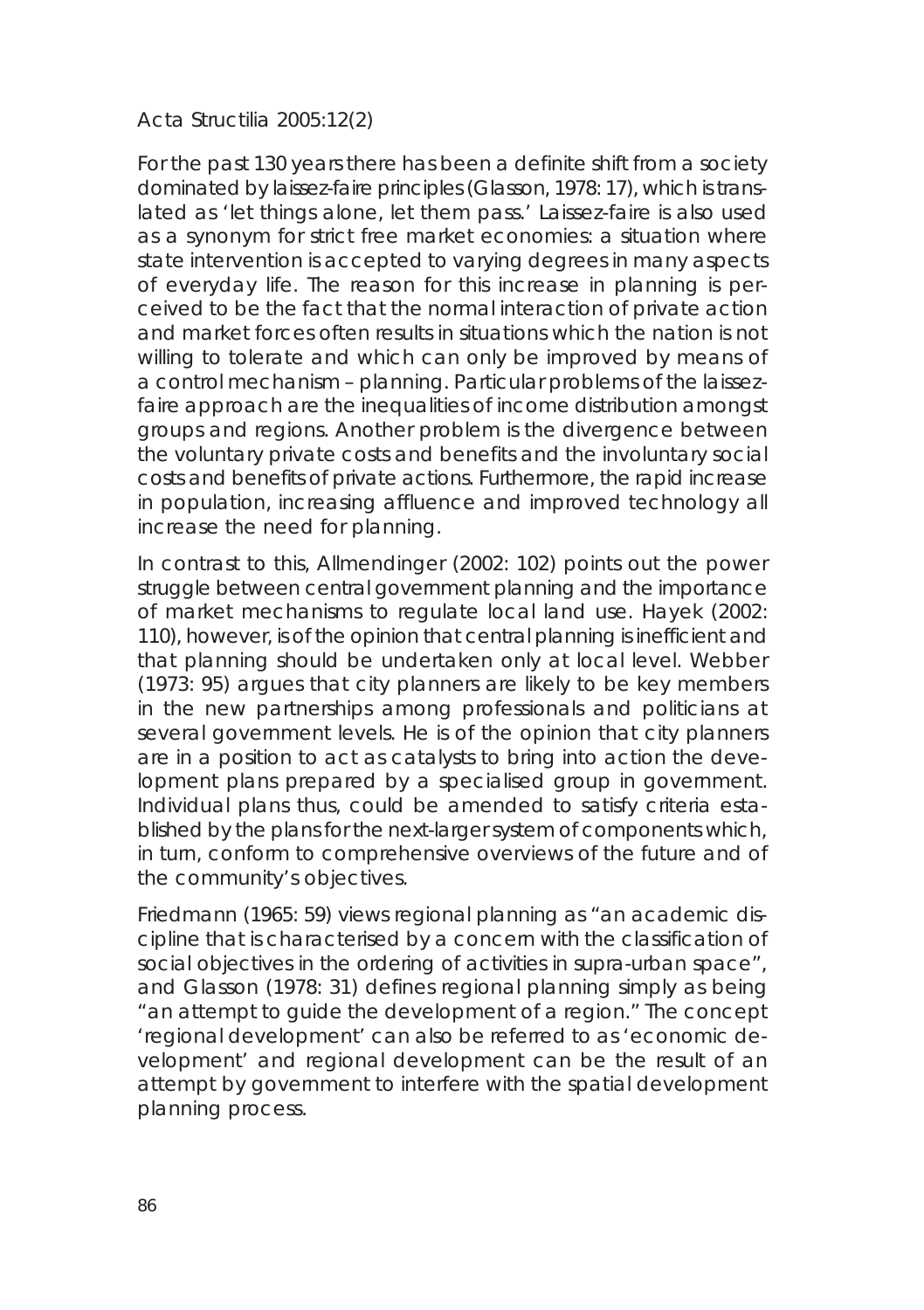For the past 130 years there has been a definite shift from a society dominated by laissez-faire principles (Glasson, 1978: 17), which is translated as 'let things alone, let them pass.' Laissez-faire is also used as a synonym for strict free market economies: a situation where state intervention is accepted to varying degrees in many aspects of everyday life. The reason for this increase in planning is perceived to be the fact that the normal interaction of private action and market forces often results in situations which the nation is not willing to tolerate and which can only be improved by means of a control mechanism – planning. Particular problems of the laissez-faire approach are the inequalities of income distribution amongst groups and regions. Another problem is the divergence between the voluntary private costs and benefits and the involuntary social costs and benefits of private actions. Furthermore, the rapid increase in population, increasing affluence and improved technology all increase the need for planning.

In contrast to this, Allmendinger (2002: 102) points out the power struggle between central government planning and the importance of market mechanisms to regulate local land use. Hayek (2002: 110), however, is of the opinion that central planning is inefficient and that planning should be undertaken only at local level. Webber (1973: 95) argues that city planners are likely to be key members in the new partnerships among professionals and politicians at several government levels. He is of the opinion that city planners are in a position to act as catalysts to bring into action the development plans prepared by a specialised group in government. Individual plans thus, could be amended to satisfy criteria established by the plans for the next-larger system of components which, in turn, conform to comprehensive overviews of the future and of the community's objectives.

Friedmann (1965: 59) views regional planning as "an academic discipline that is characterised by a concern with the classification of social objectives in the ordering of activities in supra-urban space", and Glasson (1978: 31) defines regional planning simply as being "an attempt to guide the development of a region." The concept 'regional development' can also be referred to as 'economic development' and regional development can be the result of an attempt by government to interfere with the spatial development planning process.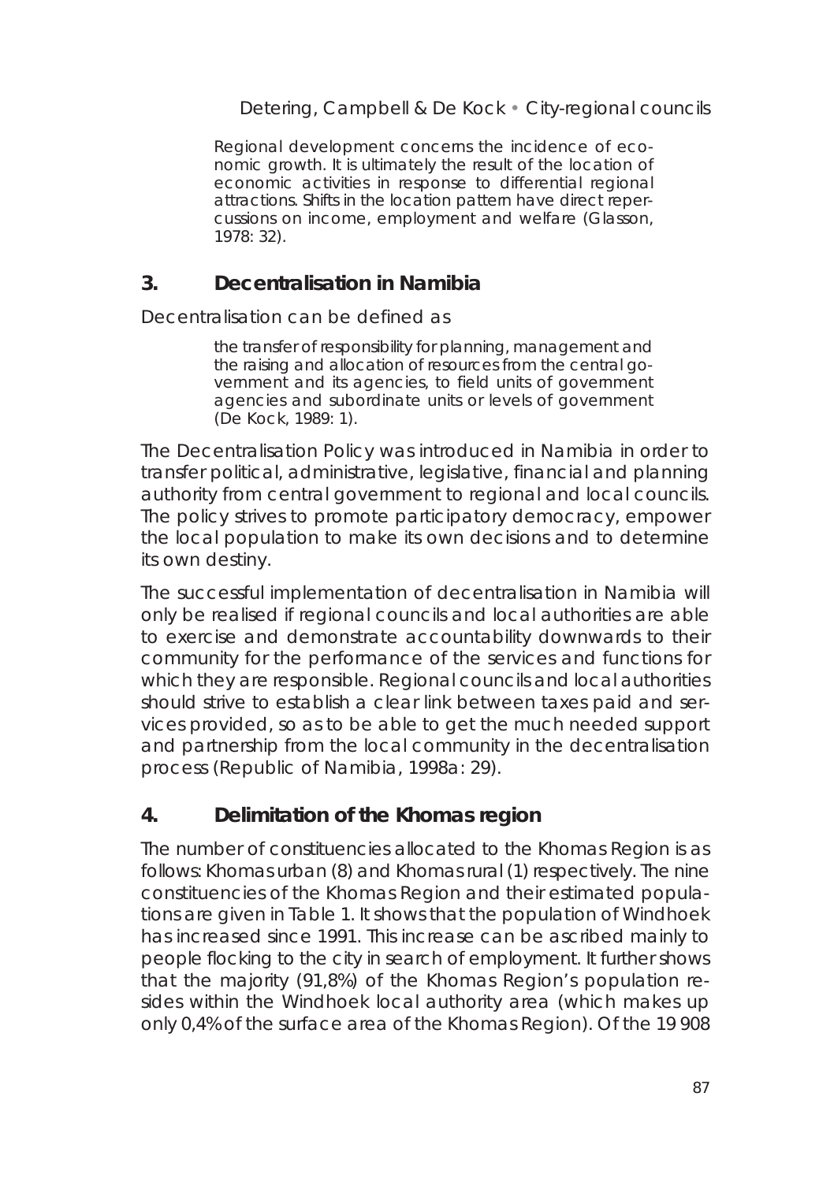> Regional development concerns the incidence of economic growth. It is ultimately the result of the location of economic activities in response to differential regional attractions. Shifts in the location pattern have direct repercussions on income, employment and welfare (Glasson, 1978: 32).

## 3. Decentralisation in Namibia

Decentralisation can be defined as

> the transfer of responsibility for planning, management and the raising and allocation of resources from the central government and its agencies, to field units of government agencies and subordinate units or levels of government (De Kock, 1989: 1).

The Decentralisation Policy was introduced in Namibia in order to transfer political, administrative, legislative, financial and planning authority from central government to regional and local councils. The policy strives to promote participatory democracy, empower the local population to make its own decisions and to determine its own destiny.

The successful implementation of decentralisation in Namibia will only be realised if regional councils and local authorities are able to exercise and demonstrate accountability downwards to their community for the performance of the services and functions for which they are responsible. Regional councils and local authorities should strive to establish a clear link between taxes paid and services provided, so as to be able to get the much needed support and partnership from the local community in the decentralisation process (Republic of Namibia, 1998a: 29).

## 4. Delimitation of the Khomas region

The number of constituencies allocated to the Khomas Region is as follows: Khomas urban (8) and Khomas rural (1) respectively. The nine constituencies of the Khomas Region and their estimated populations are given in Table 1. It shows that the population of Windhoek has increased since 1991. This increase can be ascribed mainly to people flocking to the city in search of employment. It further shows that the majority (91,8%) of the Khomas Region's population resides within the Windhoek local authority area (which makes up only 0,4% of the surface area of the Khomas Region). Of the 19 908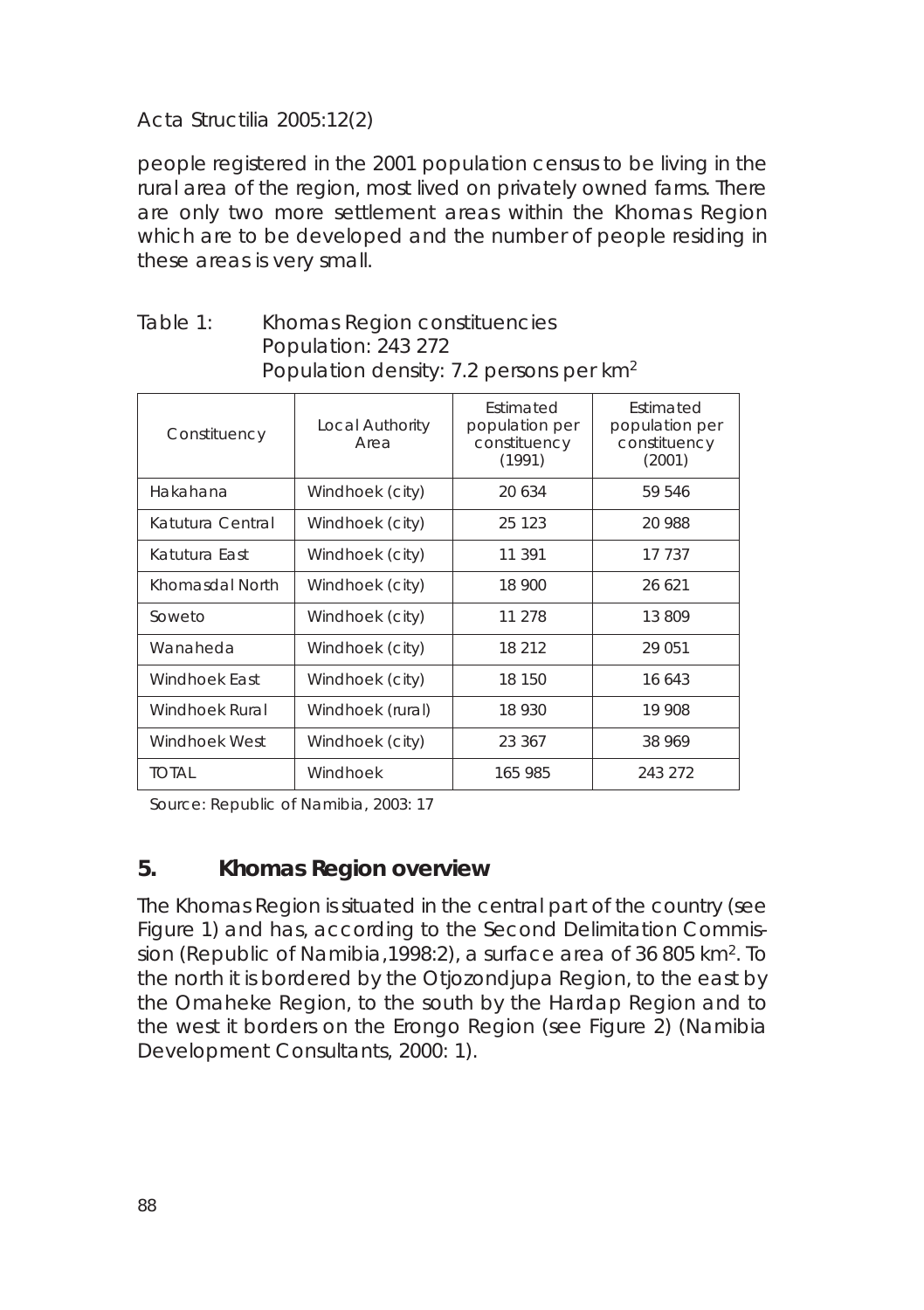people registered in the 2001 population census to be living in the rural area of the region, most lived on privately owned farms. There are only two more settlement areas within the Khomas Region which are to be developed and the number of people residing in these areas is very small.

Table 1: Khomas Region constituencies
Population: 243 272
Population density: 7.2 persons per km$^2$

| Constituency | Local Authority Area | Estimated population per constituency (1991) | Estimated population per constituency (2001) |
|---|---|---|---|
| Hakahana | Windhoek (city) | 20 634 | 59 546 |
| Katutura Central | Windhoek (city) | 25 123 | 20 988 |
| Katutura East | Windhoek (city) | 11 391 | 17 737 |
| Khomasdal North | Windhoek (city) | 18 900 | 26 621 |
| Soweto | Windhoek (city) | 11 278 | 13 809 |
| Wanaheda | Windhoek (city) | 18 212 | 29 051 |
| Windhoek East | Windhoek (city) | 18 150 | 16 643 |
| Windhoek Rural | Windhoek (rural) | 18 930 | 19 908 |
| Windhoek West | Windhoek (city) | 23 367 | 38 969 |
| TOTAL | Windhoek | 165 985 | 243 272 |

Source: Republic of Namibia, 2003: 17

## 5. Khomas Region overview

The Khomas Region is situated in the central part of the country (see Figure 1) and has, according to the Second Delimitation Commission (Republic of Namibia,1998:2), a surface area of 36 805 km$^2$. To the north it is bordered by the Otjozondjupa Region, to the east by the Omaheke Region, to the south by the Hardap Region and to the west it borders on the Erongo Region (see Figure 2) (Namibia Development Consultants, 2000: 1).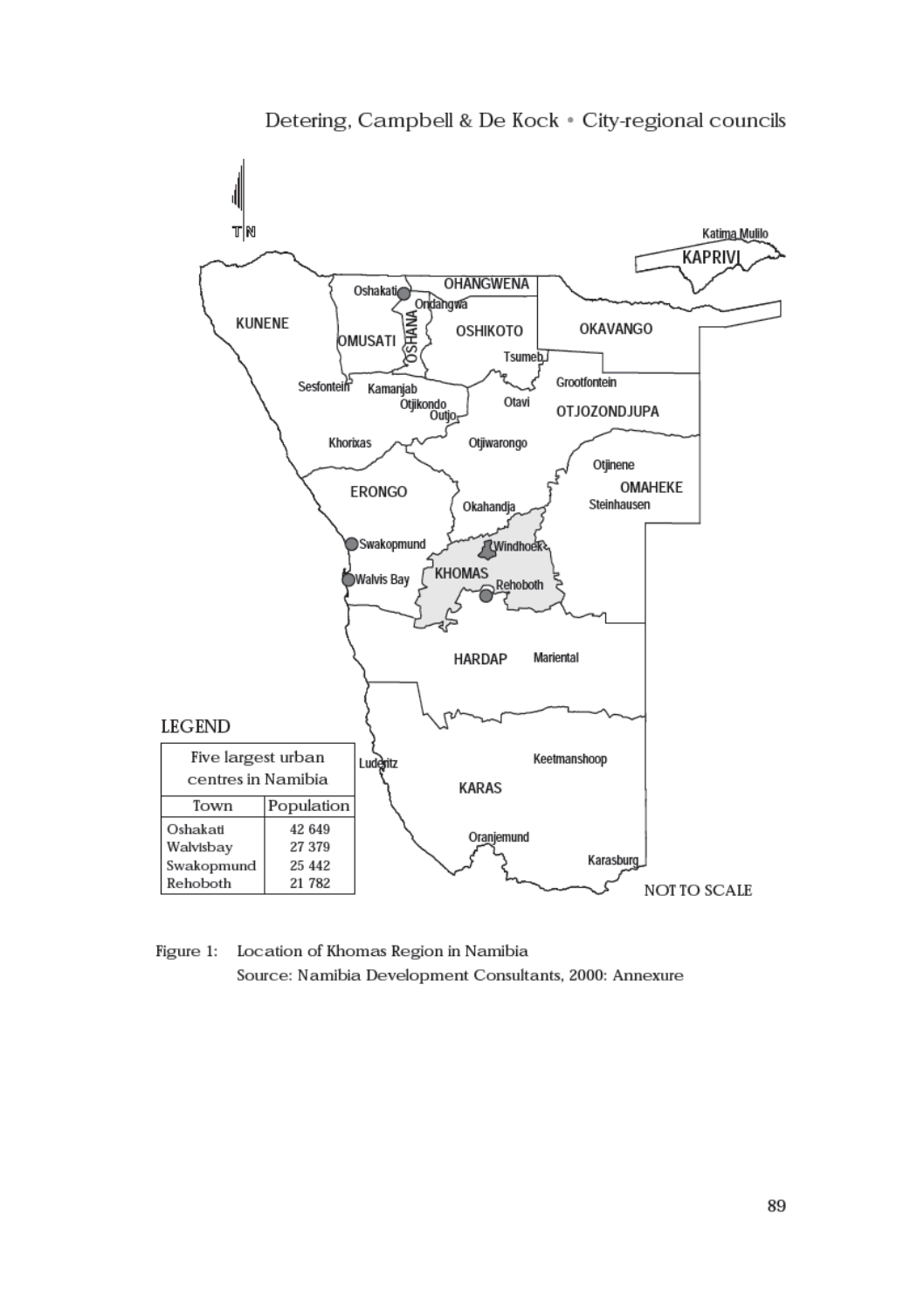LEGEND

| Five largest urban centres in Namibia | |
|---|---|
| Town | Population |
| Oshakati | 42 649 |
| Walvisbay | 27 379 |
| Swakopmund | 25 442 |
| Rehoboth | 21 782 |

NOT TO SCALE

Figure 1: Location of Khomas Region in Namibia
Source: Namibia Development Consultants, 2000: Annexure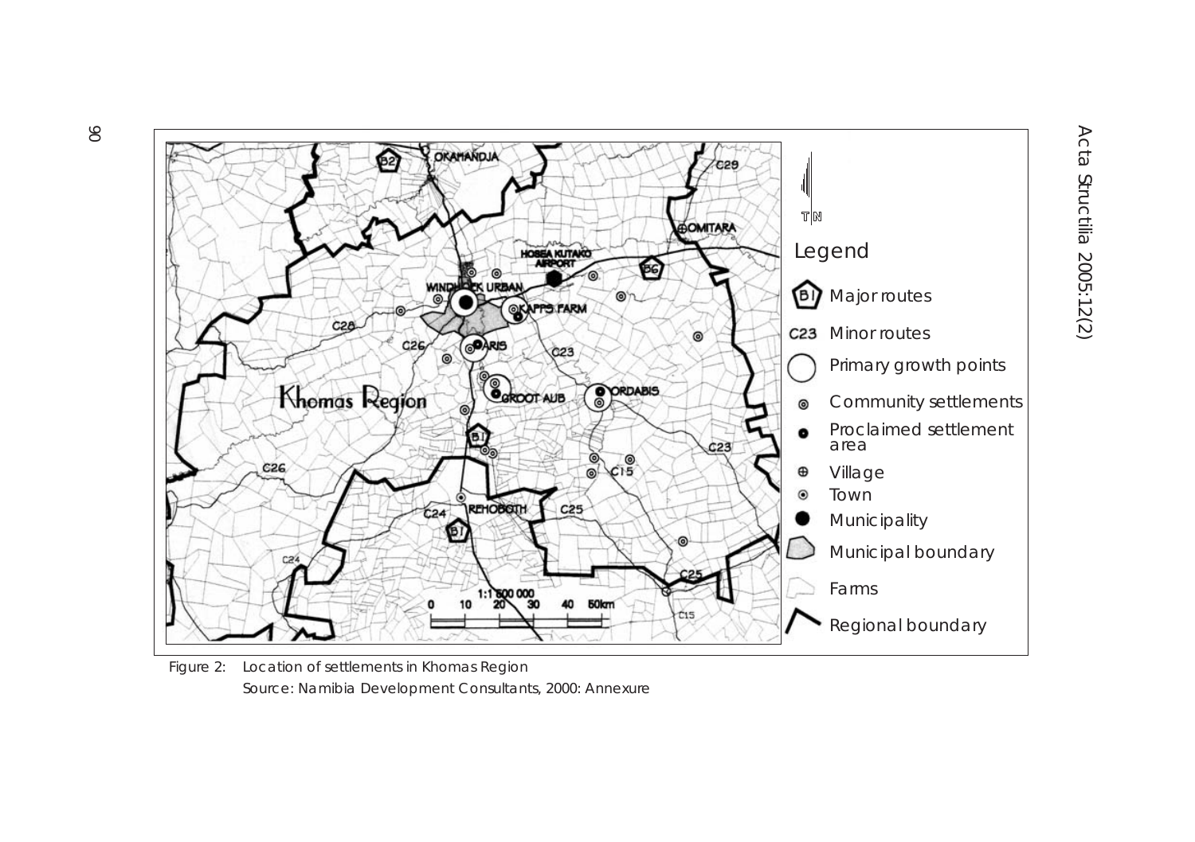Figure 2: Location of settlements in Khomas Region

Source: Namibia Development Consultants, 2000: Annexure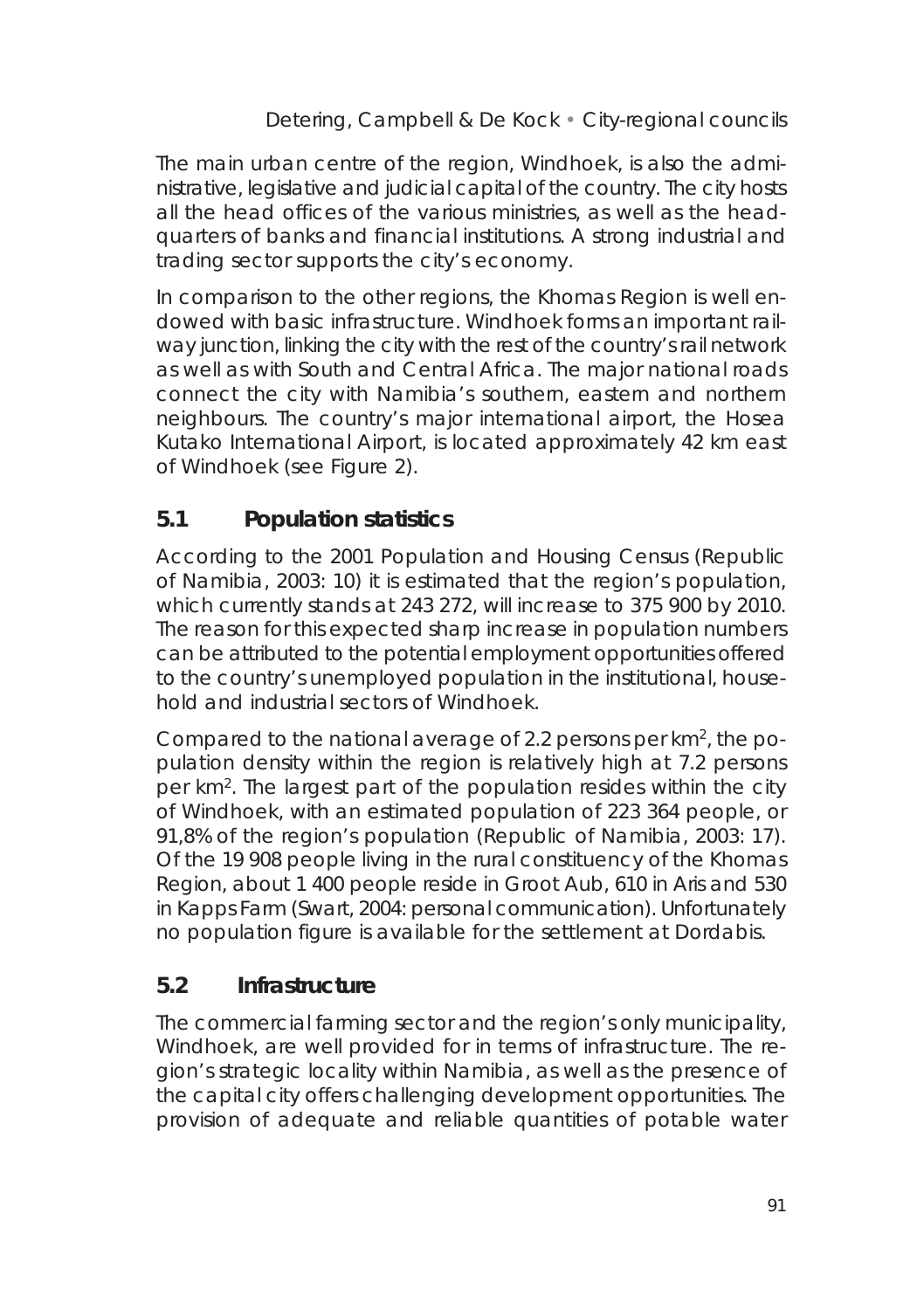The main urban centre of the region, Windhoek, is also the administrative, legislative and judicial capital of the country. The city hosts all the head offices of the various ministries, as well as the headquarters of banks and financial institutions. A strong industrial and trading sector supports the city's economy.

In comparison to the other regions, the Khomas Region is well endowed with basic infrastructure. Windhoek forms an important railway junction, linking the city with the rest of the country's rail network as well as with South and Central Africa. The major national roads connect the city with Namibia's southern, eastern and northern neighbours. The country's major international airport, the Hosea Kutako International Airport, is located approximately 42 km east of Windhoek (see Figure 2).

## 5.1 Population statistics

According to the 2001 Population and Housing Census (Republic of Namibia, 2003: 10) it is estimated that the region's population, which currently stands at 243 272, will increase to 375 900 by 2010. The reason for this expected sharp increase in population numbers can be attributed to the potential employment opportunities offered to the country's unemployed population in the institutional, household and industrial sectors of Windhoek.

Compared to the national average of 2.2 persons per km$^2$, the population density within the region is relatively high at 7.2 persons per km$^2$. The largest part of the population resides within the city of Windhoek, with an estimated population of 223 364 people, or 91,8% of the region's population (Republic of Namibia, 2003: 17). Of the 19 908 people living in the rural constituency of the Khomas Region, about 1 400 people reside in Groot Aub, 610 in Aris and 530 in Kapps Farm (Swart, 2004: personal communication). Unfortunately no population figure is available for the settlement at Dordabis.

## 5.2 Infrastructure

The commercial farming sector and the region's only municipality, Windhoek, are well provided for in terms of infrastructure. The region's strategic locality within Namibia, as well as the presence of the capital city offers challenging development opportunities. The provision of adequate and reliable quantities of potable water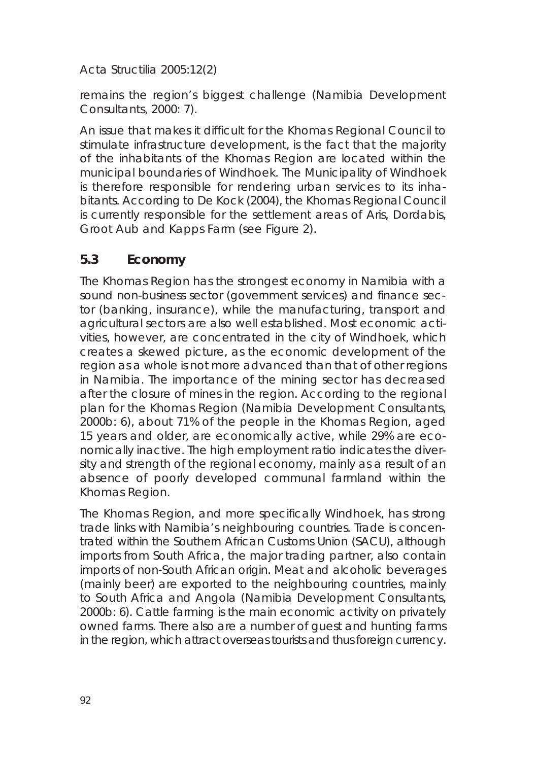remains the region's biggest challenge (Namibia Development Consultants, 2000: 7).

An issue that makes it difficult for the Khomas Regional Council to stimulate infrastructure development, is the fact that the majority of the inhabitants of the Khomas Region are located within the municipal boundaries of Windhoek. The Municipality of Windhoek is therefore responsible for rendering urban services to its inhabitants. According to De Kock (2004), the Khomas Regional Council is currently responsible for the settlement areas of Aris, Dordabis, Groot Aub and Kapps Farm (see Figure 2).

### 5.3 Economy

The Khomas Region has the strongest economy in Namibia with a sound non-business sector (government services) and finance sector (banking, insurance), while the manufacturing, transport and agricultural sectors are also well established. Most economic activities, however, are concentrated in the city of Windhoek, which creates a skewed picture, as the economic development of the region as a whole is not more advanced than that of other regions in Namibia. The importance of the mining sector has decreased after the closure of mines in the region. According to the regional plan for the Khomas Region (Namibia Development Consultants, 2000b: 6), about 71% of the people in the Khomas Region, aged 15 years and older, are economically active, while 29% are economically inactive. The high employment ratio indicates the diversity and strength of the regional economy, mainly as a result of an absence of poorly developed communal farmland within the Khomas Region.

The Khomas Region, and more specifically Windhoek, has strong trade links with Namibia's neighbouring countries. Trade is concentrated within the Southern African Customs Union (SACU), although imports from South Africa, the major trading partner, also contain imports of non-South African origin. Meat and alcoholic beverages (mainly beer) are exported to the neighbouring countries, mainly to South Africa and Angola (Namibia Development Consultants, 2000b: 6). Cattle farming is the main economic activity on privately owned farms. There also are a number of guest and hunting farms in the region, which attract overseas tourists and thus foreign currency.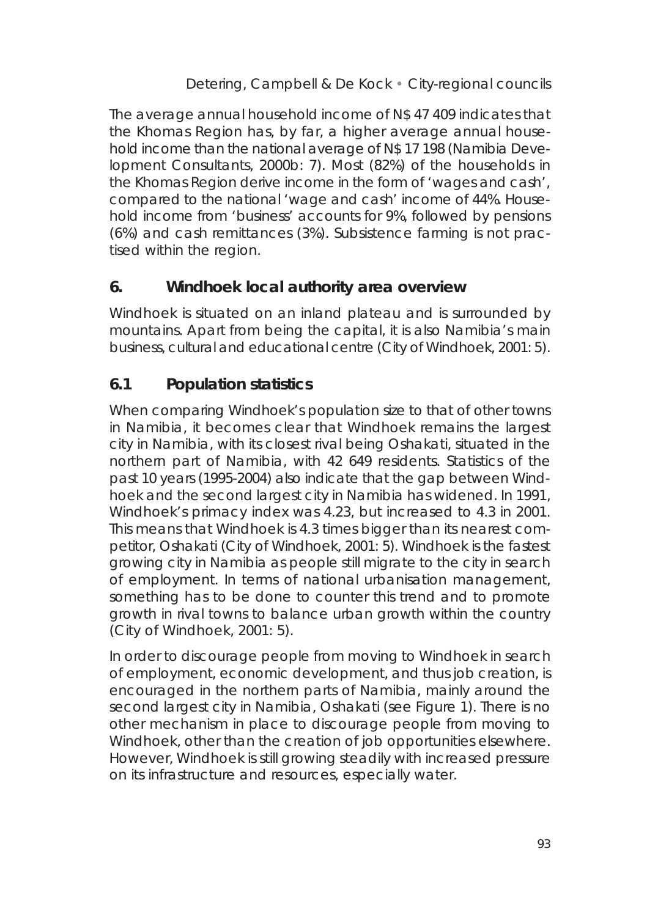The average annual household income of N$ 47 409 indicates that the Khomas Region has, by far, a higher average annual household income than the national average of N$ 17 198 (Namibia Development Consultants, 2000b: 7). Most (82%) of the households in the Khomas Region derive income in the form of 'wages and cash', compared to the national 'wage and cash' income of 44%. Household income from 'business' accounts for 9%, followed by pensions (6%) and cash remittances (3%). Subsistence farming is not practised within the region.

## 6. Windhoek local authority area overview

Windhoek is situated on an inland plateau and is surrounded by mountains. Apart from being the capital, it is also Namibia's main business, cultural and educational centre (City of Windhoek, 2001: 5).

### 6.1 Population statistics

When comparing Windhoek's population size to that of other towns in Namibia, it becomes clear that Windhoek remains the largest city in Namibia, with its closest rival being Oshakati, situated in the northern part of Namibia, with 42 649 residents. Statistics of the past 10 years (1995-2004) also indicate that the gap between Windhoek and the second largest city in Namibia has widened. In 1991, Windhoek's primacy index was 4.23, but increased to 4.3 in 2001. This means that Windhoek is 4.3 times bigger than its nearest competitor, Oshakati (City of Windhoek, 2001: 5). Windhoek is the fastest growing city in Namibia as people still migrate to the city in search of employment. In terms of national urbanisation management, something has to be done to counter this trend and to promote growth in rival towns to balance urban growth within the country (City of Windhoek, 2001: 5).

In order to discourage people from moving to Windhoek in search of employment, economic development, and thus job creation, is encouraged in the northern parts of Namibia, mainly around the second largest city in Namibia, Oshakati (see Figure 1). There is no other mechanism in place to discourage people from moving to Windhoek, other than the creation of job opportunities elsewhere. However, Windhoek is still growing steadily with increased pressure on its infrastructure and resources, especially water.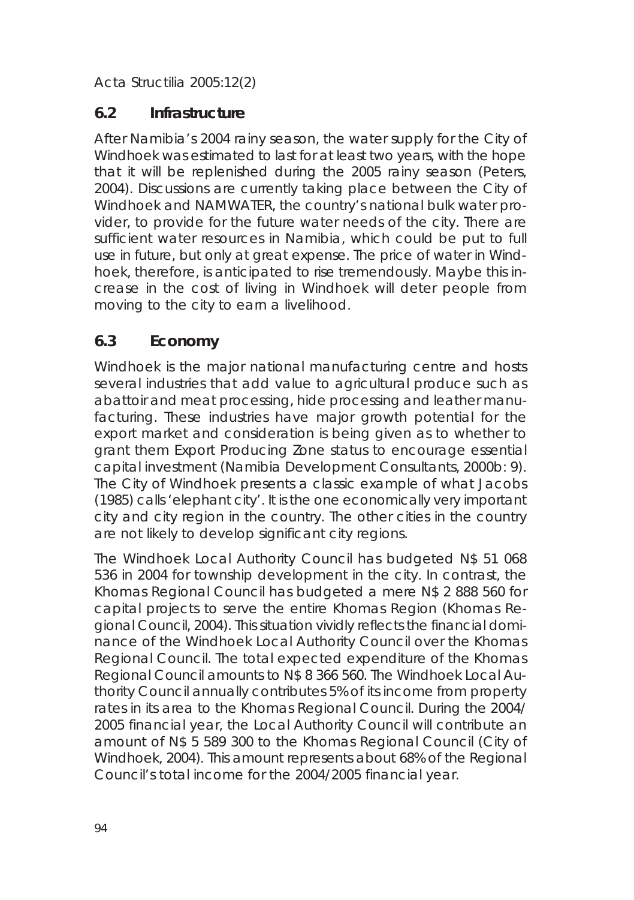## 6.2 Infrastructure

After Namibia's 2004 rainy season, the water supply for the City of Windhoek was estimated to last for at least two years, with the hope that it will be replenished during the 2005 rainy season (Peters, 2004). Discussions are currently taking place between the City of Windhoek and NAMWATER, the country's national bulk water provider, to provide for the future water needs of the city. There are sufficient water resources in Namibia, which could be put to full use in future, but only at great expense. The price of water in Windhoek, therefore, is anticipated to rise tremendously. Maybe this increase in the cost of living in Windhoek will deter people from moving to the city to earn a livelihood.

## 6.3 Economy

Windhoek is the major national manufacturing centre and hosts several industries that add value to agricultural produce such as abattoir and meat processing, hide processing and leather manufacturing. These industries have major growth potential for the export market and consideration is being given as to whether to grant them Export Producing Zone status to encourage essential capital investment (Namibia Development Consultants, 2000b: 9). The City of Windhoek presents a classic example of what Jacobs (1985) calls 'elephant city'. It is the one economically very important city and city region in the country. The other cities in the country are not likely to develop significant city regions.

The Windhoek Local Authority Council has budgeted N$ 51 068 536 in 2004 for township development in the city. In contrast, the Khomas Regional Council has budgeted a mere N$ 2 888 560 for capital projects to serve the entire Khomas Region (Khomas Regional Council, 2004). This situation vividly reflects the financial dominance of the Windhoek Local Authority Council over the Khomas Regional Council. The total expected expenditure of the Khomas Regional Council amounts to N$ 8 366 560. The Windhoek Local Authority Council annually contributes 5% of its income from property rates in its area to the Khomas Regional Council. During the 2004/2005 financial year, the Local Authority Council will contribute an amount of N$ 5 589 300 to the Khomas Regional Council (City of Windhoek, 2004). This amount represents about 68% of the Regional Council's total income for the 2004/2005 financial year.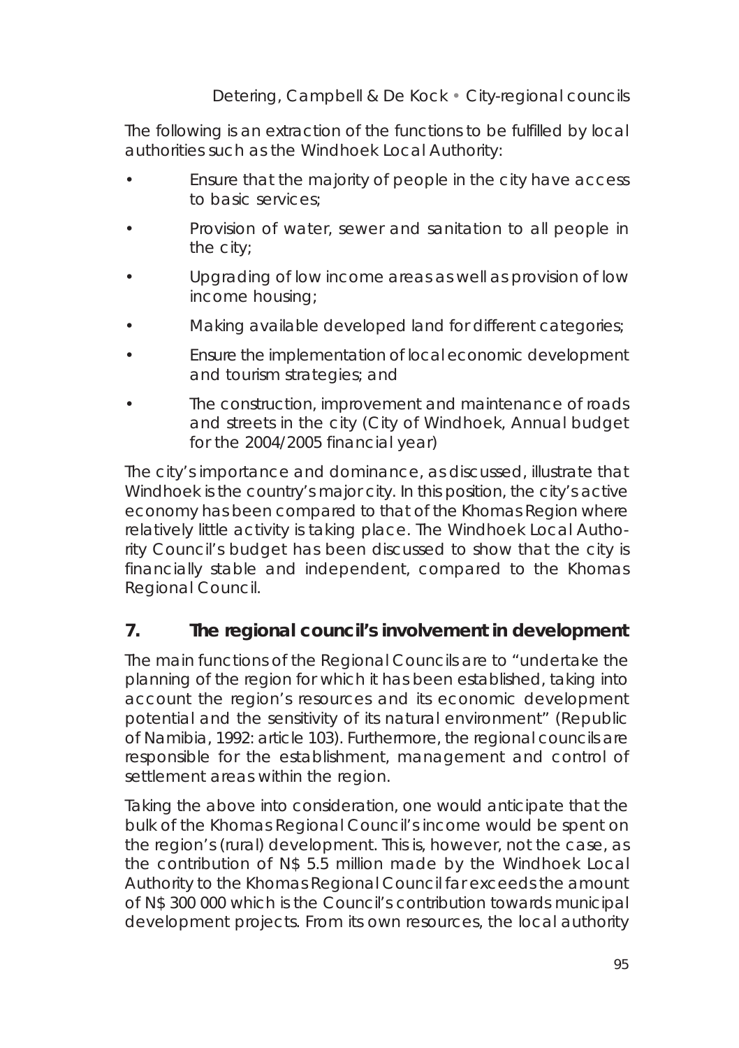The following is an extraction of the functions to be fulfilled by local authorities such as the Windhoek Local Authority:

- Ensure that the majority of people in the city have access to basic services;
- Provision of water, sewer and sanitation to all people in the city;
- Upgrading of low income areas as well as provision of low income housing;
- Making available developed land for different categories;
- Ensure the implementation of local economic development and tourism strategies; and
- The construction, improvement and maintenance of roads and streets in the city (City of Windhoek, Annual budget for the 2004/2005 financial year)

The city's importance and dominance, as discussed, illustrate that Windhoek is the country's major city. In this position, the city's active economy has been compared to that of the Khomas Region where relatively little activity is taking place. The Windhoek Local Authority Council's budget has been discussed to show that the city is financially stable and independent, compared to the Khomas Regional Council.

## 7. The regional council's involvement in development

The main functions of the Regional Councils are to "undertake the planning of the region for which it has been established, taking into account the region's resources and its economic development potential and the sensitivity of its natural environment" (Republic of Namibia, 1992: article 103). Furthermore, the regional councils are responsible for the establishment, management and control of settlement areas within the region.

Taking the above into consideration, one would anticipate that the bulk of the Khomas Regional Council's income would be spent on the region's (rural) development. This is, however, not the case, as the contribution of N$ 5.5 million made by the Windhoek Local Authority to the Khomas Regional Council far exceeds the amount of N$ 300 000 which is the Council's contribution towards municipal development projects. From its own resources, the local authority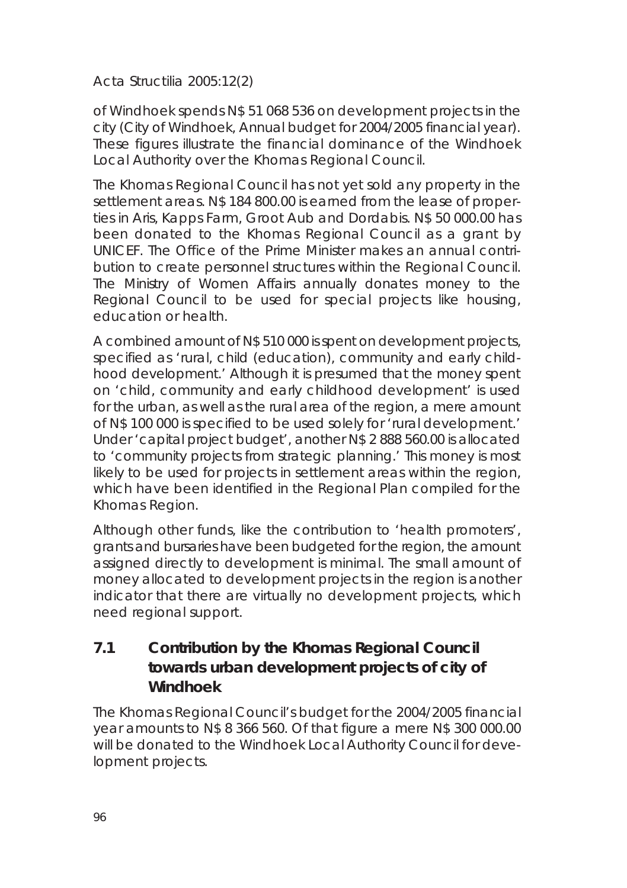of Windhoek spends N$ 51 068 536 on development projects in the city (City of Windhoek, Annual budget for 2004/2005 financial year). These figures illustrate the financial dominance of the Windhoek Local Authority over the Khomas Regional Council.

The Khomas Regional Council has not yet sold any property in the settlement areas. N$ 184 800.00 is earned from the lease of properties in Aris, Kapps Farm, Groot Aub and Dordabis. N$ 50 000.00 has been donated to the Khomas Regional Council as a grant by UNICEF. The Office of the Prime Minister makes an annual contribution to create personnel structures within the Regional Council. The Ministry of Women Affairs annually donates money to the Regional Council to be used for special projects like housing, education or health.

A combined amount of N$ 510 000 is spent on development projects, specified as 'rural, child (education), community and early childhood development.' Although it is presumed that the money spent on 'child, community and early childhood development' is used for the urban, as well as the rural area of the region, a mere amount of N$ 100 000 is specified to be used solely for 'rural development.' Under 'capital project budget', another N$ 2 888 560.00 is allocated to 'community projects from strategic planning.' This money is most likely to be used for projects in settlement areas within the region, which have been identified in the Regional Plan compiled for the Khomas Region.

Although other funds, like the contribution to 'health promoters', grants and bursaries have been budgeted for the region, the amount assigned directly to development is minimal. The small amount of money allocated to development projects in the region is another indicator that there are virtually no development projects, which need regional support.

## 7.1 Contribution by the Khomas Regional Council towards urban development projects of city of Windhoek

The Khomas Regional Council's budget for the 2004/2005 financial year amounts to N$ 8 366 560. Of that figure a mere N$ 300 000.00 will be donated to the Windhoek Local Authority Council for development projects.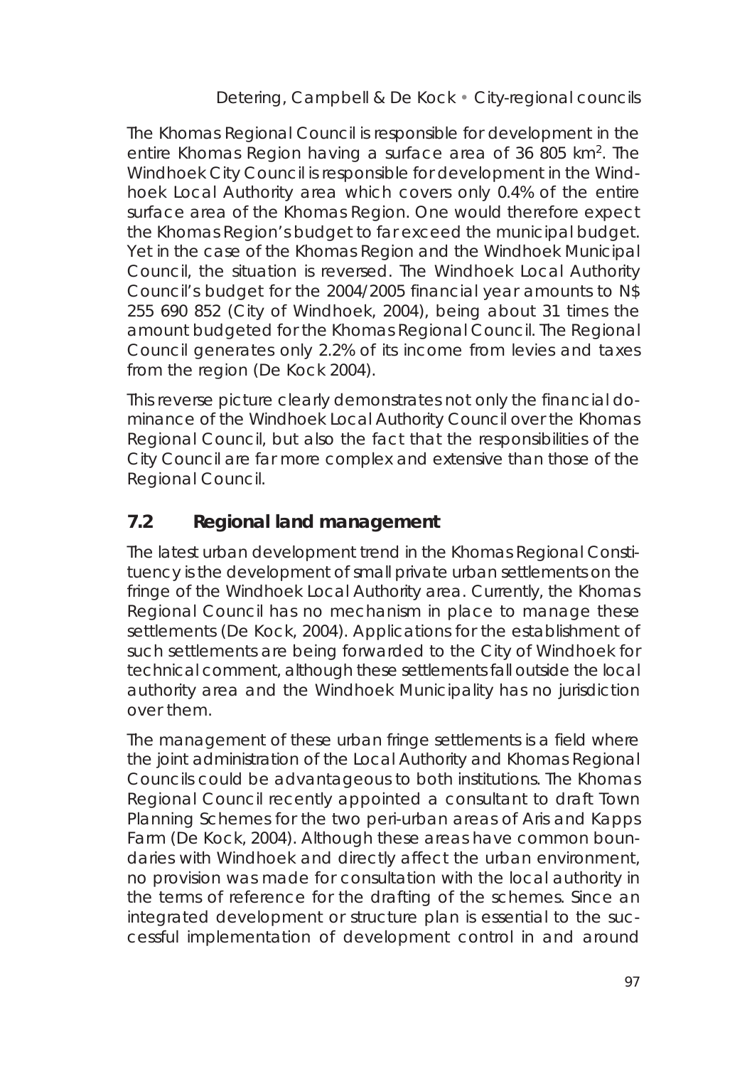The Khomas Regional Council is responsible for development in the entire Khomas Region having a surface area of 36 805 km$^2$. The Windhoek City Council is responsible for development in the Windhoek Local Authority area which covers only 0.4% of the entire surface area of the Khomas Region. One would therefore expect the Khomas Region's budget to far exceed the municipal budget. Yet in the case of the Khomas Region and the Windhoek Municipal Council, the situation is reversed. The Windhoek Local Authority Council's budget for the 2004/2005 financial year amounts to N$ 255 690 852 (City of Windhoek, 2004), being about 31 times the amount budgeted for the Khomas Regional Council. The Regional Council generates only 2.2% of its income from levies and taxes from the region (De Kock 2004).

This reverse picture clearly demonstrates not only the financial dominance of the Windhoek Local Authority Council over the Khomas Regional Council, but also the fact that the responsibilities of the City Council are far more complex and extensive than those of the Regional Council.

## 7.2 Regional land management

The latest urban development trend in the Khomas Regional Constituency is the development of small private urban settlements on the fringe of the Windhoek Local Authority area. Currently, the Khomas Regional Council has no mechanism in place to manage these settlements (De Kock, 2004). Applications for the establishment of such settlements are being forwarded to the City of Windhoek for technical comment, although these settlements fall outside the local authority area and the Windhoek Municipality has no jurisdiction over them.

The management of these urban fringe settlements is a field where the joint administration of the Local Authority and Khomas Regional Councils could be advantageous to both institutions. The Khomas Regional Council recently appointed a consultant to draft Town Planning Schemes for the two peri-urban areas of Aris and Kapps Farm (De Kock, 2004). Although these areas have common boundaries with Windhoek and directly affect the urban environment, no provision was made for consultation with the local authority in the terms of reference for the drafting of the schemes. Since an integrated development or structure plan is essential to the successful implementation of development control in and around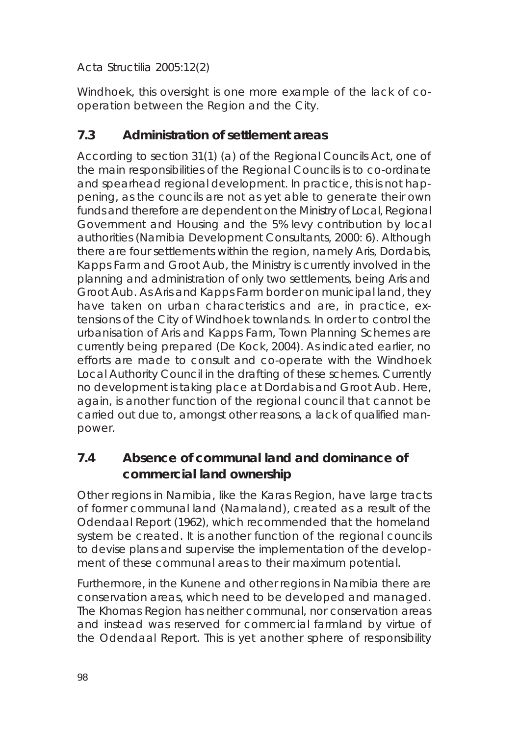Windhoek, this oversight is one more example of the lack of co-operation between the Region and the City.

## 7.3 Administration of settlement areas

According to section 31(1) (a) of the Regional Councils Act, one of the main responsibilities of the Regional Councils is to co-ordinate and spearhead regional development. In practice, this is not happening, as the councils are not as yet able to generate their own funds and therefore are dependent on the Ministry of Local, Regional Government and Housing and the 5% levy contribution by local authorities (Namibia Development Consultants, 2000: 6). Although there are four settlements within the region, namely Aris, Dordabis, Kapps Farm and Groot Aub, the Ministry is currently involved in the planning and administration of only two settlements, being Aris and Groot Aub. As Aris and Kapps Farm border on municipal land, they have taken on urban characteristics and are, in practice, extensions of the City of Windhoek townlands. In order to control the urbanisation of Aris and Kapps Farm, Town Planning Schemes are currently being prepared (De Kock, 2004). As indicated earlier, no efforts are made to consult and co-operate with the Windhoek Local Authority Council in the drafting of these schemes. Currently no development is taking place at Dordabis and Groot Aub. Here, again, is another function of the regional council that cannot be carried out due to, amongst other reasons, a lack of qualified manpower.

## 7.4 Absence of communal land and dominance of commercial land ownership

Other regions in Namibia, like the Karas Region, have large tracts of former communal land (Namaland), created as a result of the Odendaal Report (1962), which recommended that the homeland system be created. It is another function of the regional councils to devise plans and supervise the implementation of the development of these communal areas to their maximum potential.

Furthermore, in the Kunene and other regions in Namibia there are conservation areas, which need to be developed and managed. The Khomas Region has neither communal, nor conservation areas and instead was reserved for commercial farmland by virtue of the Odendaal Report. This is yet another sphere of responsibility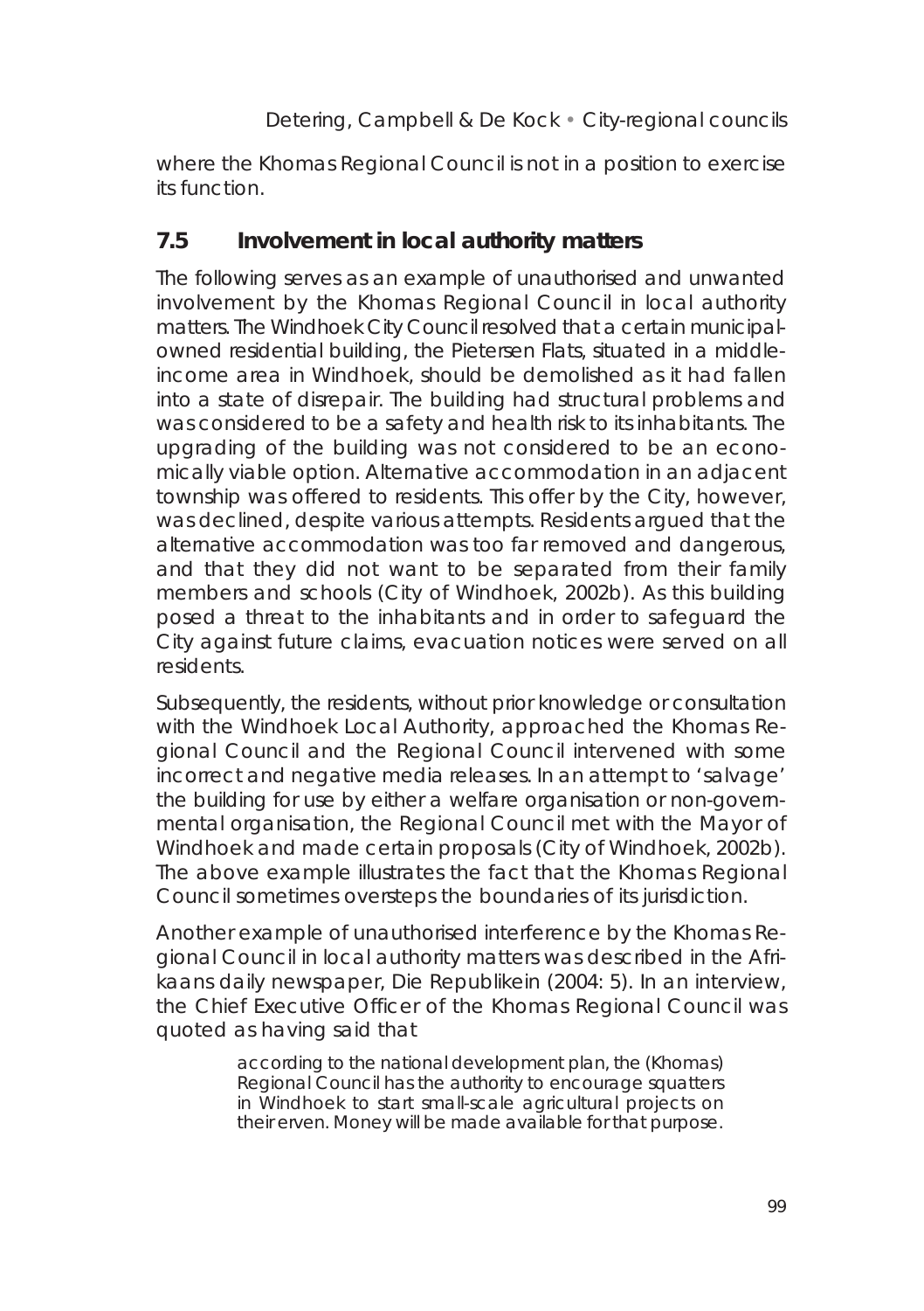where the Khomas Regional Council is not in a position to exercise its function.

## 7.5 Involvement in local authority matters

The following serves as an example of unauthorised and unwanted involvement by the Khomas Regional Council in local authority matters. The Windhoek City Council resolved that a certain municipal-owned residential building, the Pietersen Flats, situated in a middle-income area in Windhoek, should be demolished as it had fallen into a state of disrepair. The building had structural problems and was considered to be a safety and health risk to its inhabitants. The upgrading of the building was not considered to be an economically viable option. Alternative accommodation in an adjacent township was offered to residents. This offer by the City, however, was declined, despite various attempts. Residents argued that the alternative accommodation was too far removed and dangerous, and that they did not want to be separated from their family members and schools (City of Windhoek, 2002b). As this building posed a threat to the inhabitants and in order to safeguard the City against future claims, evacuation notices were served on all residents.

Subsequently, the residents, without prior knowledge or consultation with the Windhoek Local Authority, approached the Khomas Regional Council and the Regional Council intervened with some incorrect and negative media releases. In an attempt to 'salvage' the building for use by either a welfare organisation or non-governmental organisation, the Regional Council met with the Mayor of Windhoek and made certain proposals (City of Windhoek, 2002b). The above example illustrates the fact that the Khomas Regional Council sometimes oversteps the boundaries of its jurisdiction.

Another example of unauthorised interference by the Khomas Regional Council in local authority matters was described in the Afrikaans daily newspaper, Die Republikein (2004: 5). In an interview, the Chief Executive Officer of the Khomas Regional Council was quoted as having said that

> according to the national development plan, the (Khomas) Regional Council has the authority to encourage squatters in Windhoek to start small-scale agricultural projects on their erven. Money will be made available for that purpose.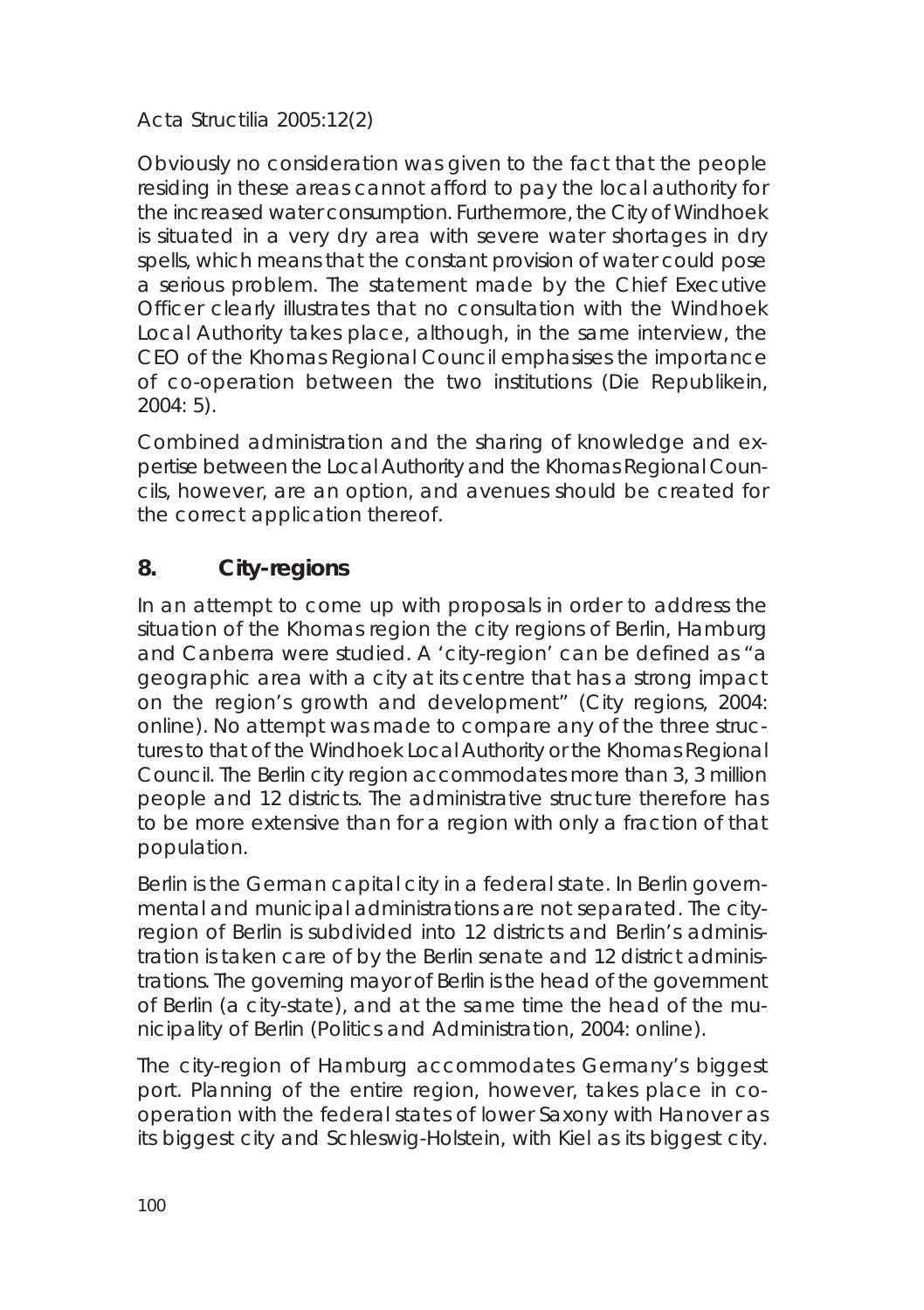Obviously no consideration was given to the fact that the people residing in these areas cannot afford to pay the local authority for the increased water consumption. Furthermore, the City of Windhoek is situated in a very dry area with severe water shortages in dry spells, which means that the constant provision of water could pose a serious problem. The statement made by the Chief Executive Officer clearly illustrates that no consultation with the Windhoek Local Authority takes place, although, in the same interview, the CEO of the Khomas Regional Council emphasises the importance of co-operation between the two institutions (Die Republikein, 2004: 5).

Combined administration and the sharing of knowledge and expertise between the Local Authority and the Khomas Regional Councils, however, are an option, and avenues should be created for the correct application thereof.

## 8. City-regions

In an attempt to come up with proposals in order to address the situation of the Khomas region the city regions of Berlin, Hamburg and Canberra were studied. A 'city-region' can be defined as "a geographic area with a city at its centre that has a strong impact on the region's growth and development" (City regions, 2004: online). No attempt was made to compare any of the three structures to that of the Windhoek Local Authority or the Khomas Regional Council. The Berlin city region accommodates more than 3, 3 million people and 12 districts. The administrative structure therefore has to be more extensive than for a region with only a fraction of that population.

Berlin is the German capital city in a federal state. In Berlin governmental and municipal administrations are not separated. The city-region of Berlin is subdivided into 12 districts and Berlin's administration is taken care of by the Berlin senate and 12 district administrations. The governing mayor of Berlin is the head of the government of Berlin (a city-state), and at the same time the head of the municipality of Berlin (Politics and Administration, 2004: online).

The city-region of Hamburg accommodates Germany's biggest port. Planning of the entire region, however, takes place in co-operation with the federal states of lower Saxony with Hanover as its biggest city and Schleswig-Holstein, with Kiel as its biggest city.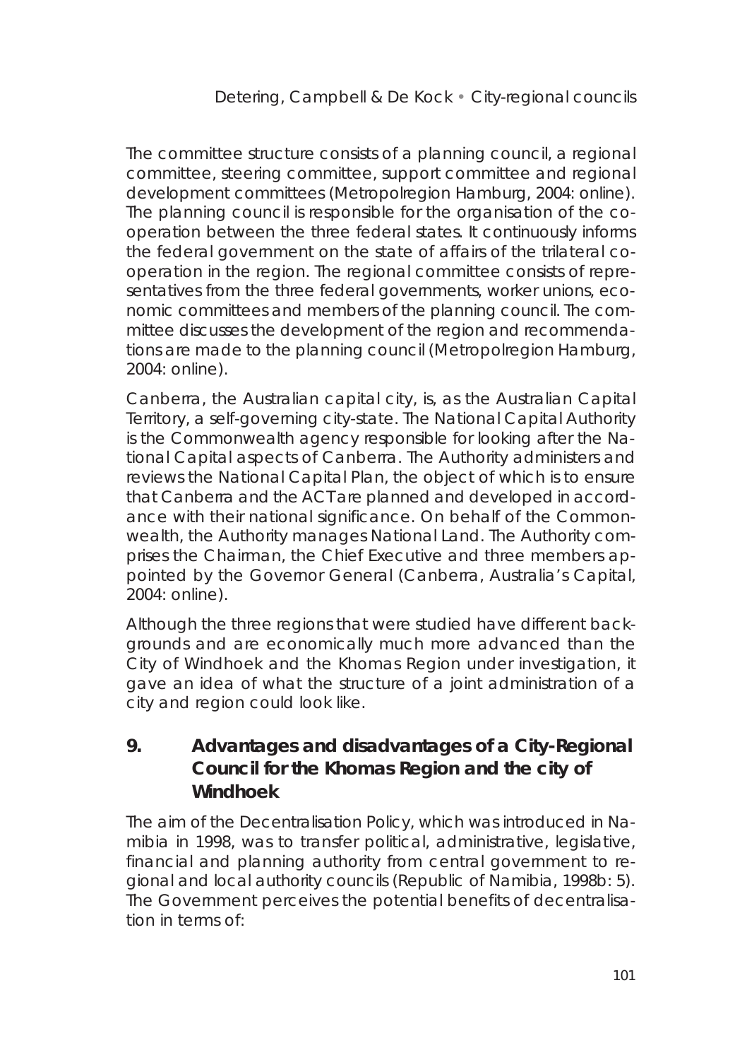The committee structure consists of a planning council, a regional committee, steering committee, support committee and regional development committees (Metropolregion Hamburg, 2004: online). The planning council is responsible for the organisation of the co-operation between the three federal states. It continuously informs the federal government on the state of affairs of the trilateral co-operation in the region. The regional committee consists of representatives from the three federal governments, worker unions, economic committees and members of the planning council. The committee discusses the development of the region and recommendations are made to the planning council (Metropolregion Hamburg, 2004: online).

Canberra, the Australian capital city, is, as the Australian Capital Territory, a self-governing city-state. The National Capital Authority is the Commonwealth agency responsible for looking after the National Capital aspects of Canberra. The Authority administers and reviews the National Capital Plan, the object of which is to ensure that Canberra and the ACT are planned and developed in accordance with their national significance. On behalf of the Commonwealth, the Authority manages National Land. The Authority comprises the Chairman, the Chief Executive and three members appointed by the Governor General (Canberra, Australia's Capital, 2004: online).

Although the three regions that were studied have different backgrounds and are economically much more advanced than the City of Windhoek and the Khomas Region under investigation, it gave an idea of what the structure of a joint administration of a city and region could look like.

## 9. Advantages and disadvantages of a City-Regional Council for the Khomas Region and the city of Windhoek

The aim of the Decentralisation Policy, which was introduced in Namibia in 1998, was to transfer political, administrative, legislative, financial and planning authority from central government to regional and local authority councils (Republic of Namibia, 1998b: 5). The Government perceives the potential benefits of decentralisation in terms of: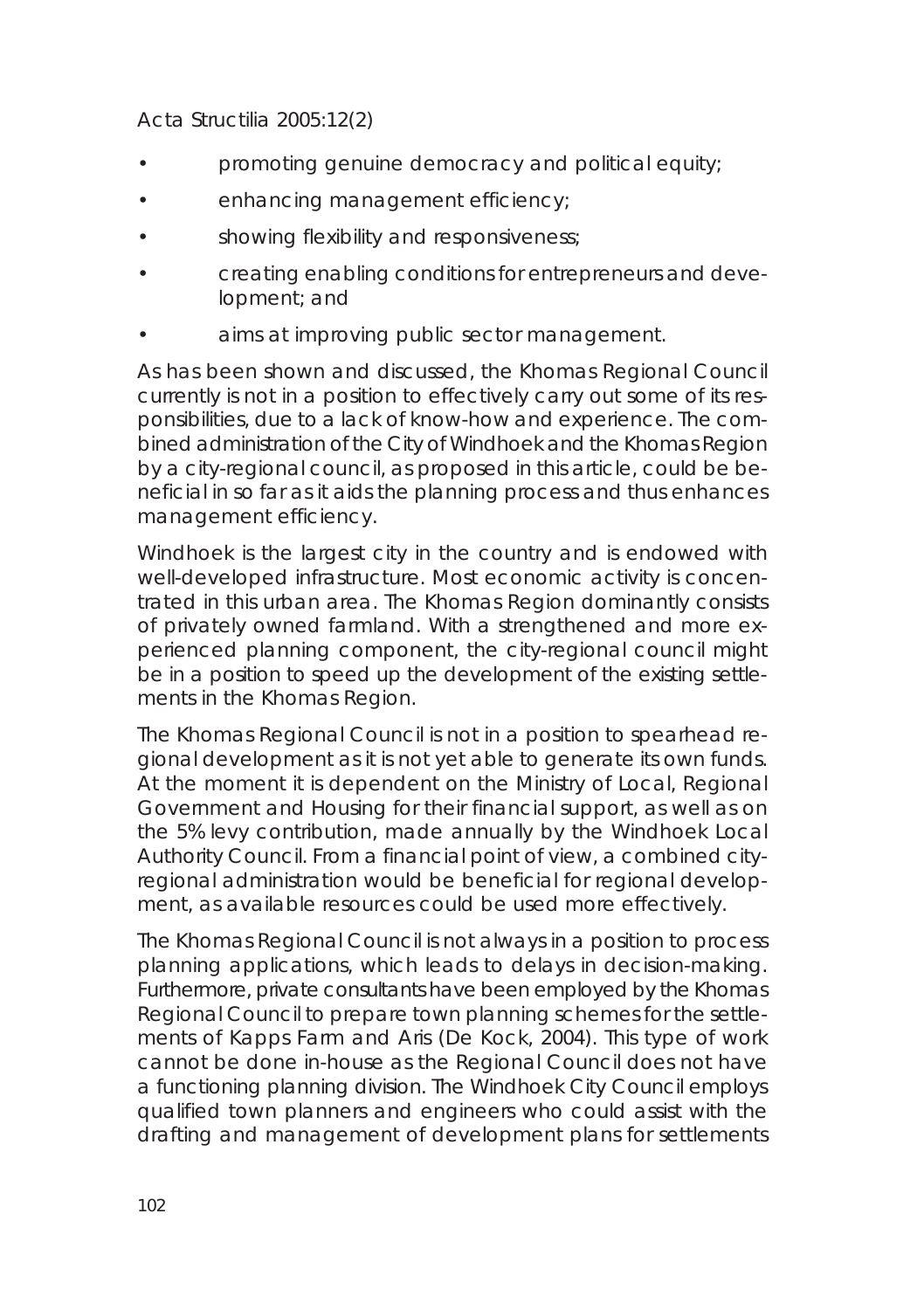- promoting genuine democracy and political equity;
- enhancing management efficiency;
- showing flexibility and responsiveness;
- creating enabling conditions for entrepreneurs and development; and
- aims at improving public sector management.

As has been shown and discussed, the Khomas Regional Council currently is not in a position to effectively carry out some of its responsibilities, due to a lack of know-how and experience. The combined administration of the City of Windhoek and the Khomas Region by a city-regional council, as proposed in this article, could be beneficial in so far as it aids the planning process and thus enhances management efficiency.

Windhoek is the largest city in the country and is endowed with well-developed infrastructure. Most economic activity is concentrated in this urban area. The Khomas Region dominantly consists of privately owned farmland. With a strengthened and more experienced planning component, the city-regional council might be in a position to speed up the development of the existing settlements in the Khomas Region.

The Khomas Regional Council is not in a position to spearhead regional development as it is not yet able to generate its own funds. At the moment it is dependent on the Ministry of Local, Regional Government and Housing for their financial support, as well as on the 5% levy contribution, made annually by the Windhoek Local Authority Council. From a financial point of view, a combined city-regional administration would be beneficial for regional development, as available resources could be used more effectively.

The Khomas Regional Council is not always in a position to process planning applications, which leads to delays in decision-making. Furthermore, private consultants have been employed by the Khomas Regional Council to prepare town planning schemes for the settlements of Kapps Farm and Aris (De Kock, 2004). This type of work cannot be done in-house as the Regional Council does not have a functioning planning division. The Windhoek City Council employs qualified town planners and engineers who could assist with the drafting and management of development plans for settlements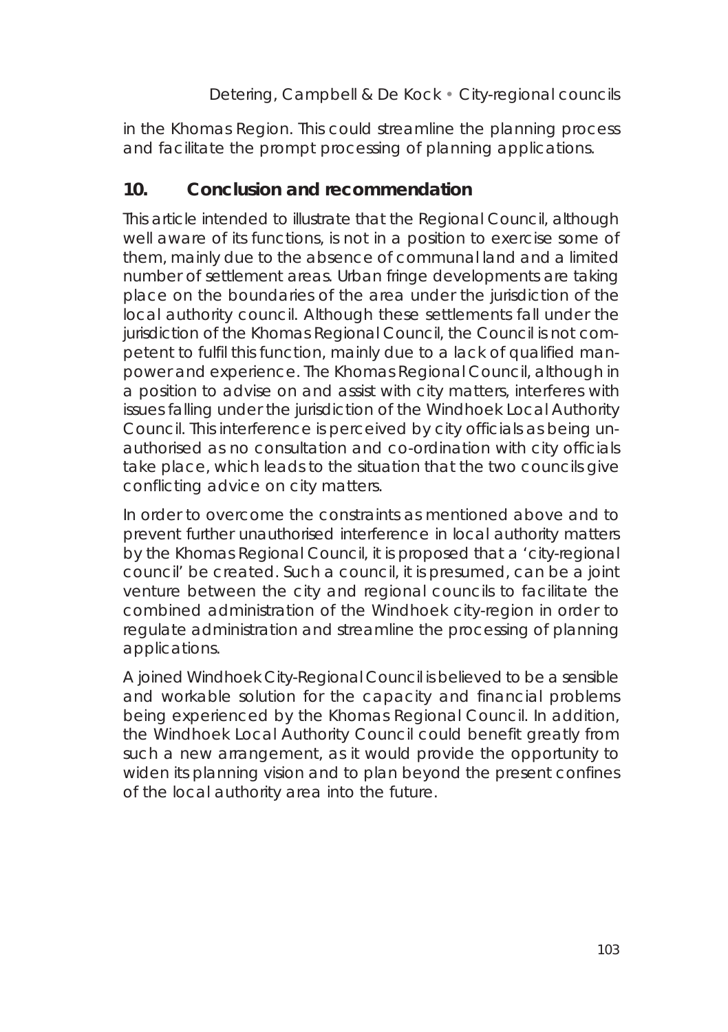in the Khomas Region. This could streamline the planning process and facilitate the prompt processing of planning applications.

## 10. Conclusion and recommendation

This article intended to illustrate that the Regional Council, although well aware of its functions, is not in a position to exercise some of them, mainly due to the absence of communal land and a limited number of settlement areas. Urban fringe developments are taking place on the boundaries of the area under the jurisdiction of the local authority council. Although these settlements fall under the jurisdiction of the Khomas Regional Council, the Council is not competent to fulfil this function, mainly due to a lack of qualified manpower and experience. The Khomas Regional Council, although in a position to advise on and assist with city matters, interferes with issues falling under the jurisdiction of the Windhoek Local Authority Council. This interference is perceived by city officials as being unauthorised as no consultation and co-ordination with city officials take place, which leads to the situation that the two councils give conflicting advice on city matters.

In order to overcome the constraints as mentioned above and to prevent further unauthorised interference in local authority matters by the Khomas Regional Council, it is proposed that a 'city-regional council' be created. Such a council, it is presumed, can be a joint venture between the city and regional councils to facilitate the combined administration of the Windhoek city-region in order to regulate administration and streamline the processing of planning applications.

A joined Windhoek City-Regional Council is believed to be a sensible and workable solution for the capacity and financial problems being experienced by the Khomas Regional Council. In addition, the Windhoek Local Authority Council could benefit greatly from such a new arrangement, as it would provide the opportunity to widen its planning vision and to plan beyond the present confines of the local authority area into the future.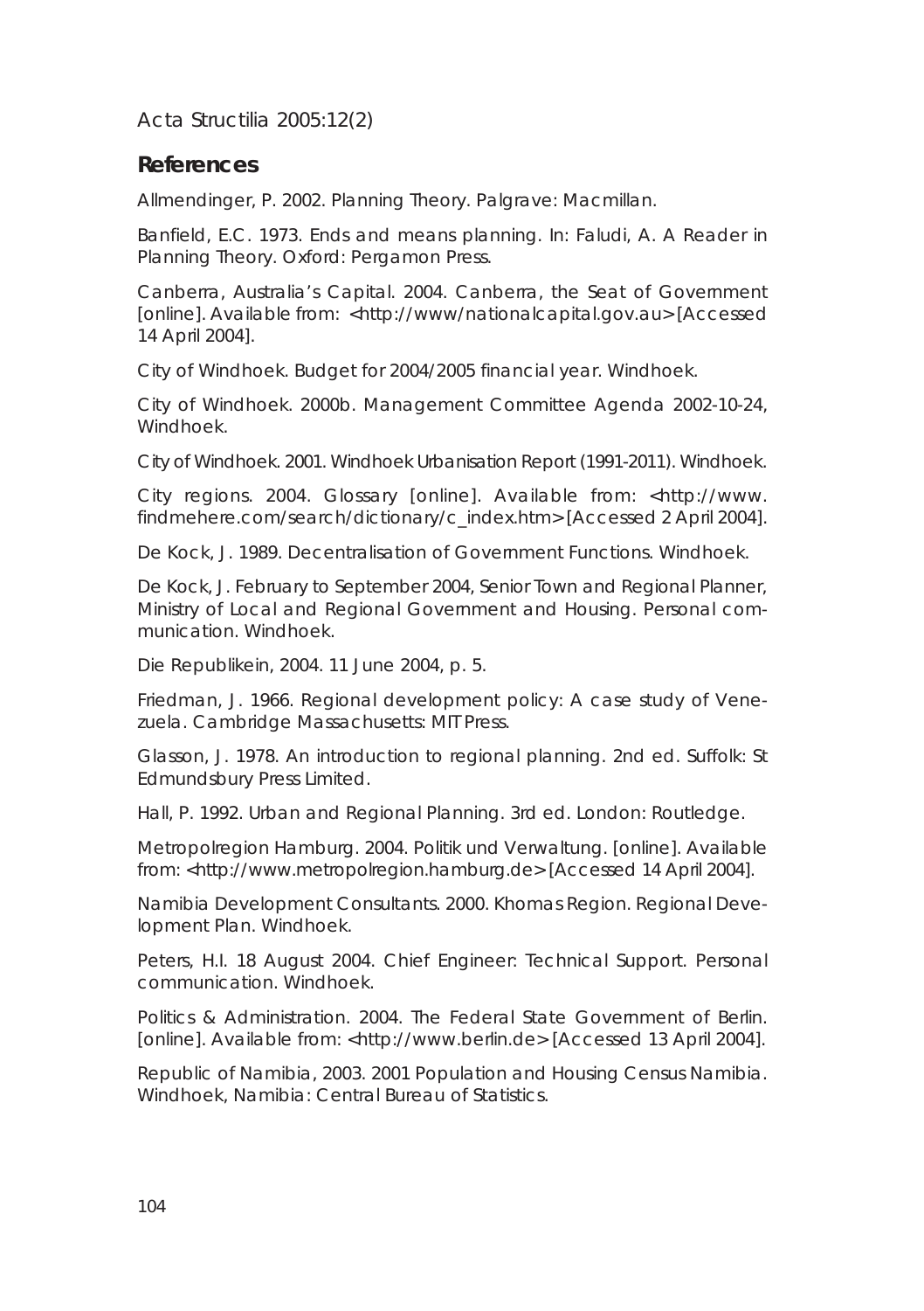## References

Allmendinger, P. 2002. Planning Theory. Palgrave: Macmillan.

Banfield, E.C. 1973. Ends and means planning. In: Faludi, A. A Reader in Planning Theory. Oxford: Pergamon Press.

Canberra, Australia's Capital. 2004. Canberra, the Seat of Government [online]. Available from: <http://www/nationalcapital.gov.au> [Accessed 14 April 2004].

City of Windhoek. Budget for 2004/2005 financial year. Windhoek.

City of Windhoek. 2000b. Management Committee Agenda 2002-10-24, Windhoek.

City of Windhoek. 2001. Windhoek Urbanisation Report (1991-2011). Windhoek.

City regions. 2004. Glossary [online]. Available from: <http://www.findmehere.com/search/dictionary/c_index.htm> [Accessed 2 April 2004].

De Kock, J. 1989. Decentralisation of Government Functions. Windhoek.

De Kock, J. February to September 2004, Senior Town and Regional Planner, Ministry of Local and Regional Government and Housing. Personal communication. Windhoek.

Die Republikein, 2004. 11 June 2004, p. 5.

Friedman, J. 1966. Regional development policy: A case study of Venezuela. Cambridge Massachusetts: MIT Press.

Glasson, J. 1978. An introduction to regional planning. 2nd ed. Suffolk: St Edmundsbury Press Limited.

Hall, P. 1992. Urban and Regional Planning. 3rd ed. London: Routledge.

Metropolregion Hamburg. 2004. Politik und Verwaltung. [online]. Available from: <http://www.metropolregion.hamburg.de> [Accessed 14 April 2004].

Namibia Development Consultants. 2000. Khomas Region. Regional Development Plan. Windhoek.

Peters, H.I. 18 August 2004. Chief Engineer: Technical Support. Personal communication. Windhoek.

Politics & Administration. 2004. The Federal State Government of Berlin. [online]. Available from: <http://www.berlin.de> [Accessed 13 April 2004].

Republic of Namibia, 2003. 2001 Population and Housing Census Namibia. Windhoek, Namibia: Central Bureau of Statistics.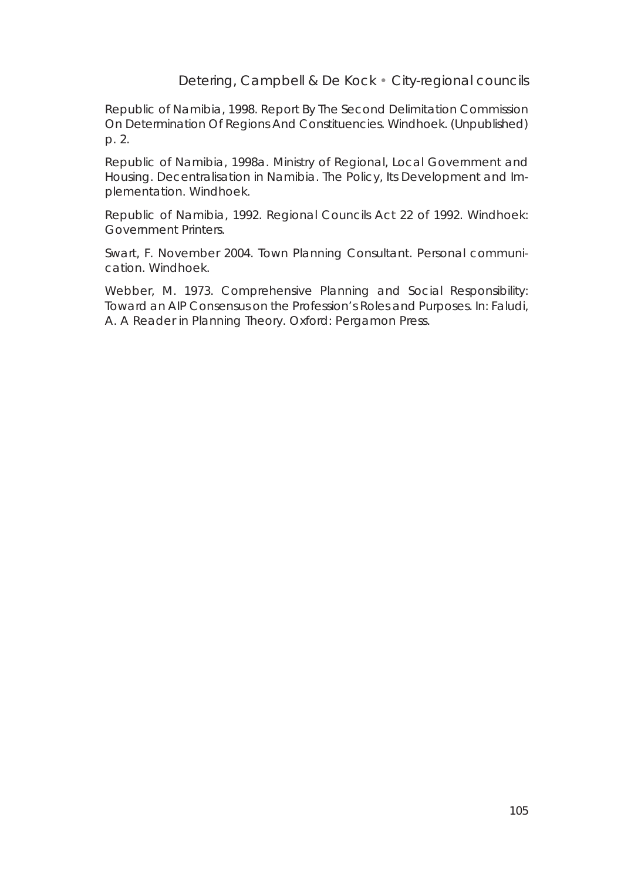Republic of Namibia, 1998. Report By The Second Delimitation Commission On Determination Of Regions And Constituencies. Windhoek. (Unpublished) p. 2.

Republic of Namibia, 1998a. Ministry of Regional, Local Government and Housing. Decentralisation in Namibia. The Policy, Its Development and Implementation. Windhoek.

Republic of Namibia, 1992. Regional Councils Act 22 of 1992. Windhoek: Government Printers.

Swart, F. November 2004. Town Planning Consultant. Personal communication. Windhoek.

Webber, M. 1973. Comprehensive Planning and Social Responsibility: Toward an AIP Consensus on the Profession's Roles and Purposes. In: Faludi, A. A Reader in Planning Theory. Oxford: Pergamon Press.